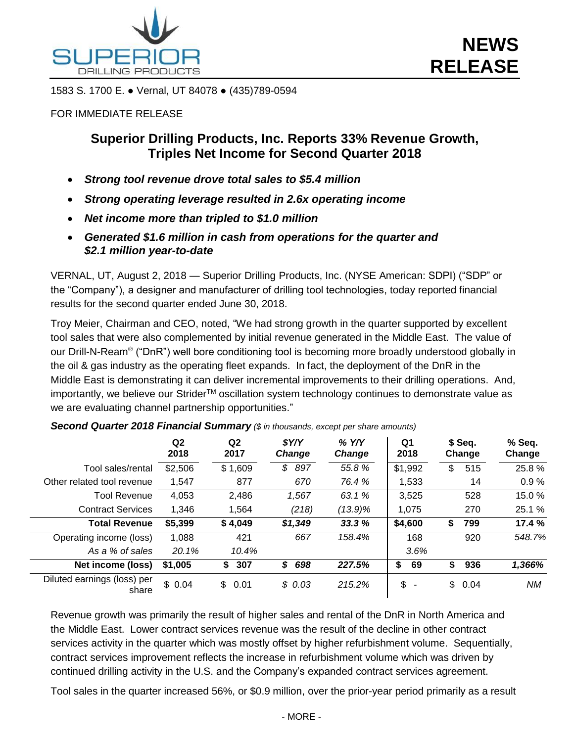# NEWS RELEASE

SUPERIOR DRILLING PRODUCTS

1583 S. 1700 E. ● Vernal, UT 84078 ● (435)789-0594

FOR IMMEDIATE RELEASE

## Superior Drilling Products, Inc. Reports 33% Revenue Growth, Triples Net Income for Second Quarter 2018

- ***Strong tool revenue drove total sales to $5.4 million***
- ***Strong operating leverage resulted in 2.6x operating income***
- ***Net income more than tripled to $1.0 million***
- ***Generated $1.6 million in cash from operations for the quarter and $2.1 million year-to-date***

VERNAL, UT, August 2, 2018 — Superior Drilling Products, Inc. (NYSE American: SDPI) ("SDP" or the "Company"), a designer and manufacturer of drilling tool technologies, today reported financial results for the second quarter ended June 30, 2018.

Troy Meier, Chairman and CEO, noted, "We had strong growth in the quarter supported by excellent tool sales that were also complemented by initial revenue generated in the Middle East. The value of our Drill-N-Ream® ("DnR") well bore conditioning tool is becoming more broadly understood globally in the oil & gas industry as the operating fleet expands. In fact, the deployment of the DnR in the Middle East is demonstrating it can deliver incremental improvements to their drilling operations. And, importantly, we believe our Strider™ oscillation system technology continues to demonstrate value as we are evaluating channel partnership opportunities."

***Second Quarter 2018 Financial Summary*** *($ in thousands, except per share amounts)*

| | Q2 2018 | Q2 2017 | *$Y/Y Change* | *% Y/Y Change* | Q1 2018 | $ Seq. Change | % Seq. Change |
|---|---|---|---|---|---|---|---|
| Tool sales/rental | $2,506 | $ 1,609 | *$ 897* | *55.8 %* | $1,992 | $ 515 | 25.8 % |
| Other related tool revenue | 1,547 | 877 | *670* | *76.4 %* | 1,533 | 14 | 0.9 % |
| Tool Revenue | 4,053 | 2,486 | *1,567* | *63.1 %* | 3,525 | 528 | 15.0 % |
| Contract Services | 1,346 | 1,564 | *(218)* | *(13.9)%* | 1,075 | 270 | 25.1 % |
| **Total Revenue** | **$5,399** | **$ 4,049** | ***$1,349*** | ***33.3 %*** | **$4,600** | **$ 799** | **17.4 %** |
| Operating income (loss) | 1,088 | 421 | *667* | *158.4%* | 168 | 920 | *548.7%* |
| *As a % of sales* | *20.1%* | *10.4%* | | | *3.6%* | | |
| **Net income (loss)** | **$1,005** | **$ 307** | ***$ 698*** | ***227.5%*** | **$ 69** | **$ 936** | ***1,366%*** |
| Diluted earnings (loss) per share | $ 0.04 | $ 0.01 | *$ 0.03* | *215.2%* | $ - | $ 0.04 | *NM* |

Revenue growth was primarily the result of higher sales and rental of the DnR in North America and the Middle East. Lower contract services revenue was the result of the decline in other contract services activity in the quarter which was mostly offset by higher refurbishment volume. Sequentially, contract services improvement reflects the increase in refurbishment volume which was driven by continued drilling activity in the U.S. and the Company's expanded contract services agreement.

Tool sales in the quarter increased 56%, or $0.9 million, over the prior-year period primarily as a result

- MORE -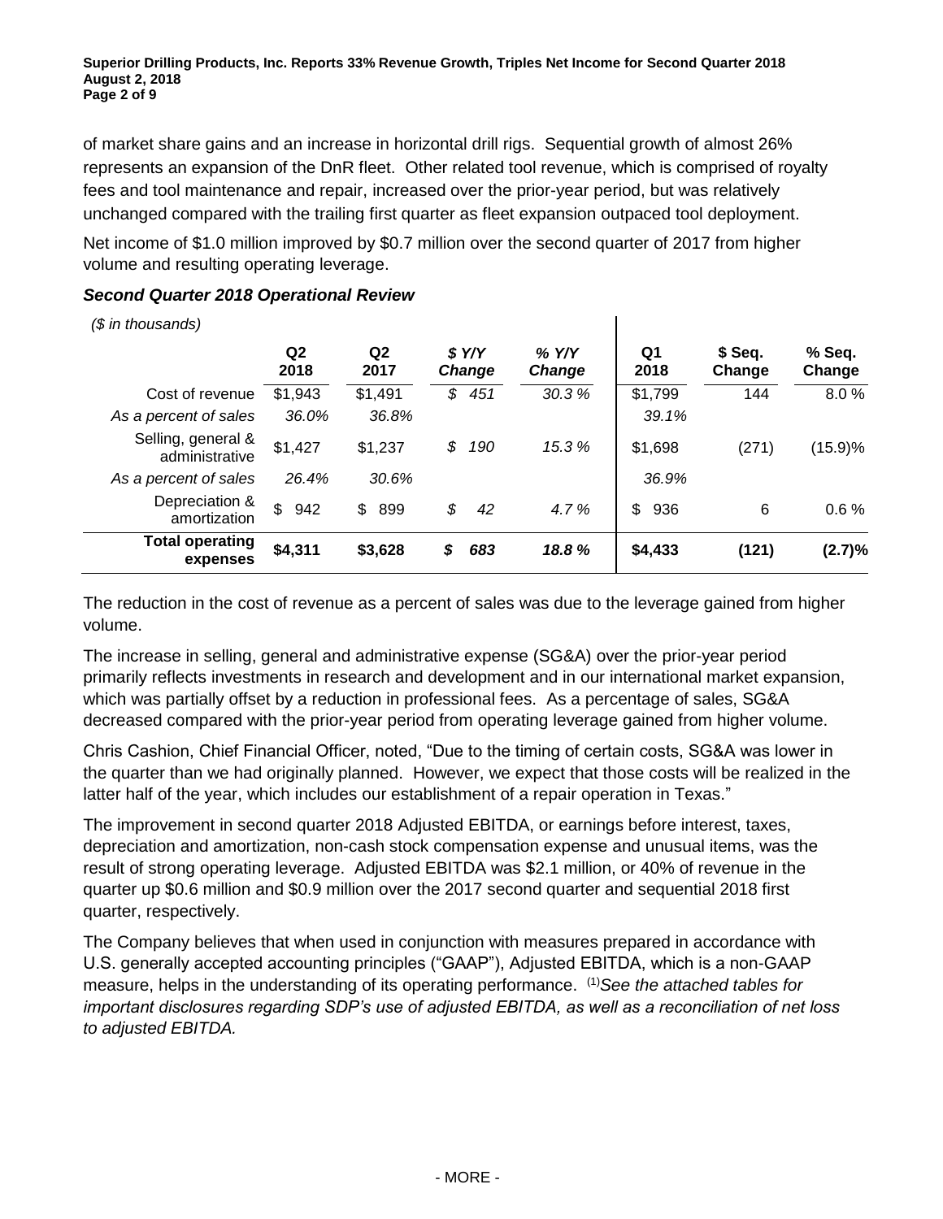of market share gains and an increase in horizontal drill rigs. Sequential growth of almost 26% represents an expansion of the DnR fleet. Other related tool revenue, which is comprised of royalty fees and tool maintenance and repair, increased over the prior-year period, but was relatively unchanged compared with the trailing first quarter as fleet expansion outpaced tool deployment.

Net income of $1.0 million improved by $0.7 million over the second quarter of 2017 from higher volume and resulting operating leverage.

### *Second Quarter 2018 Operational Review*

*($ in thousands)*

| | Q2 2018 | Q2 2017 | *$ Y/Y Change* | *% Y/Y Change* | Q1 2018 | $ Seq. Change | % Seq. Change |
|---|---|---|---|---|---|---|---|
| Cost of revenue | $1,943 | $1,491 | *$ 451* | *30.3 %* | $1,799 | 144 | 8.0 % |
| *As a percent of sales* | *36.0%* | *36.8%* | | | *39.1%* | | |
| Selling, general & administrative | $1,427 | $1,237 | *$ 190* | *15.3 %* | $1,698 | (271) | (15.9)% |
| *As a percent of sales* | *26.4%* | *30.6%* | | | *36.9%* | | |
| Depreciation & amortization | $ 942 | $ 899 | *$ 42* | *4.7 %* | $ 936 | 6 | 0.6 % |
| **Total operating expenses** | **$4,311** | **$3,628** | ***$ 683*** | ***18.8 %*** | **$4,433** | **(121)** | **(2.7)%** |

The reduction in the cost of revenue as a percent of sales was due to the leverage gained from higher volume.

The increase in selling, general and administrative expense (SG&A) over the prior-year period primarily reflects investments in research and development and in our international market expansion, which was partially offset by a reduction in professional fees. As a percentage of sales, SG&A decreased compared with the prior-year period from operating leverage gained from higher volume.

Chris Cashion, Chief Financial Officer, noted, "Due to the timing of certain costs, SG&A was lower in the quarter than we had originally planned. However, we expect that those costs will be realized in the latter half of the year, which includes our establishment of a repair operation in Texas."

The improvement in second quarter 2018 Adjusted EBITDA, or earnings before interest, taxes, depreciation and amortization, non-cash stock compensation expense and unusual items, was the result of strong operating leverage. Adjusted EBITDA was $2.1 million, or 40% of revenue in the quarter up $0.6 million and $0.9 million over the 2017 second quarter and sequential 2018 first quarter, respectively.

The Company believes that when used in conjunction with measures prepared in accordance with U.S. generally accepted accounting principles ("GAAP"), Adjusted EBITDA, which is a non-GAAP measure, helps in the understanding of its operating performance. [(1)]*See the attached tables for important disclosures regarding SDP's use of adjusted EBITDA, as well as a reconciliation of net loss to adjusted EBITDA.*

- MORE -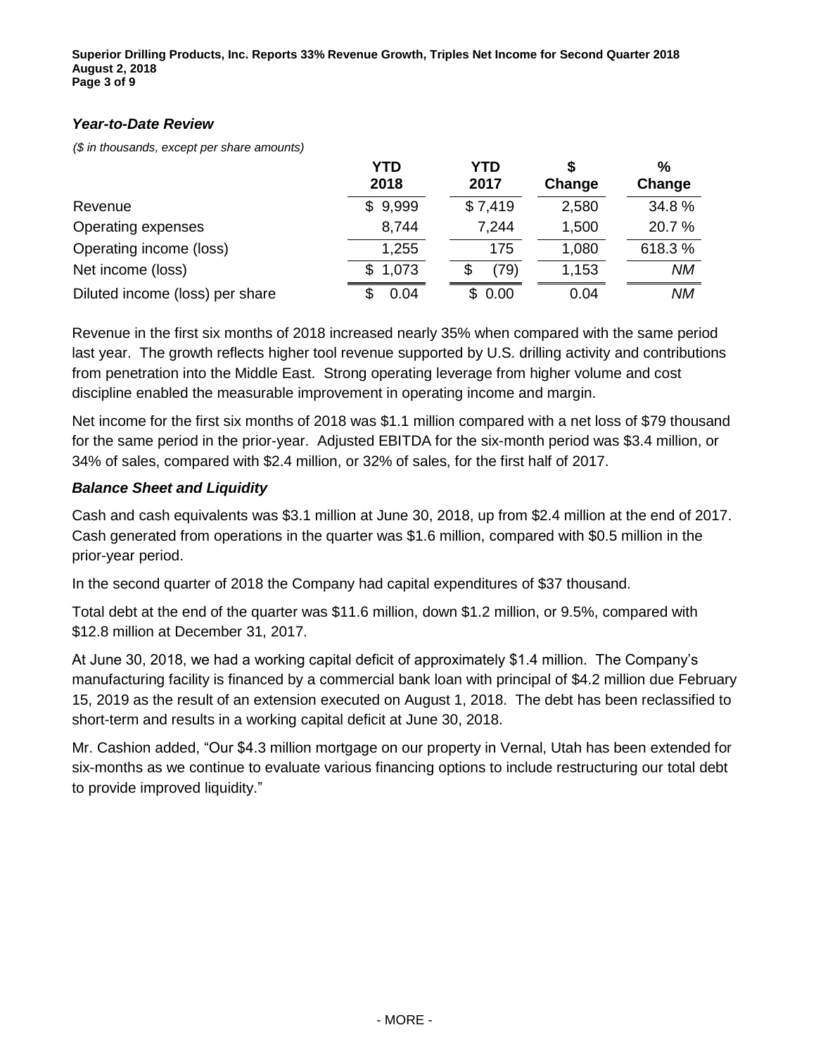### *Year-to-Date Review*

*($ in thousands, except per share amounts)*

| | YTD 2018 | YTD 2017 | $ Change | % Change |
|---|---|---|---|---|
| Revenue | $ 9,999 | $ 7,419 | 2,580 | 34.8 % |
| Operating expenses | 8,744 | 7,244 | 1,500 | 20.7 % |
| Operating income (loss) | 1,255 | 175 | 1,080 | 618.3 % |
| Net income (loss) | $ 1,073 | $ (79) | 1,153 | *NM* |
| Diluted income (loss) per share | $ 0.04 | $ 0.00 | 0.04 | *NM* |

Revenue in the first six months of 2018 increased nearly 35% when compared with the same period last year. The growth reflects higher tool revenue supported by U.S. drilling activity and contributions from penetration into the Middle East. Strong operating leverage from higher volume and cost discipline enabled the measurable improvement in operating income and margin.

Net income for the first six months of 2018 was $1.1 million compared with a net loss of $79 thousand for the same period in the prior-year. Adjusted EBITDA for the six-month period was $3.4 million, or 34% of sales, compared with $2.4 million, or 32% of sales, for the first half of 2017.

### *Balance Sheet and Liquidity*

Cash and cash equivalents was $3.1 million at June 30, 2018, up from $2.4 million at the end of 2017. Cash generated from operations in the quarter was $1.6 million, compared with $0.5 million in the prior-year period.

In the second quarter of 2018 the Company had capital expenditures of $37 thousand.

Total debt at the end of the quarter was $11.6 million, down $1.2 million, or 9.5%, compared with $12.8 million at December 31, 2017.

At June 30, 2018, we had a working capital deficit of approximately $1.4 million. The Company's manufacturing facility is financed by a commercial bank loan with principal of $4.2 million due February 15, 2019 as the result of an extension executed on August 1, 2018. The debt has been reclassified to short-term and results in a working capital deficit at June 30, 2018.

Mr. Cashion added, "Our $4.3 million mortgage on our property in Vernal, Utah has been extended for six-months as we continue to evaluate various financing options to include restructuring our total debt to provide improved liquidity."

- MORE -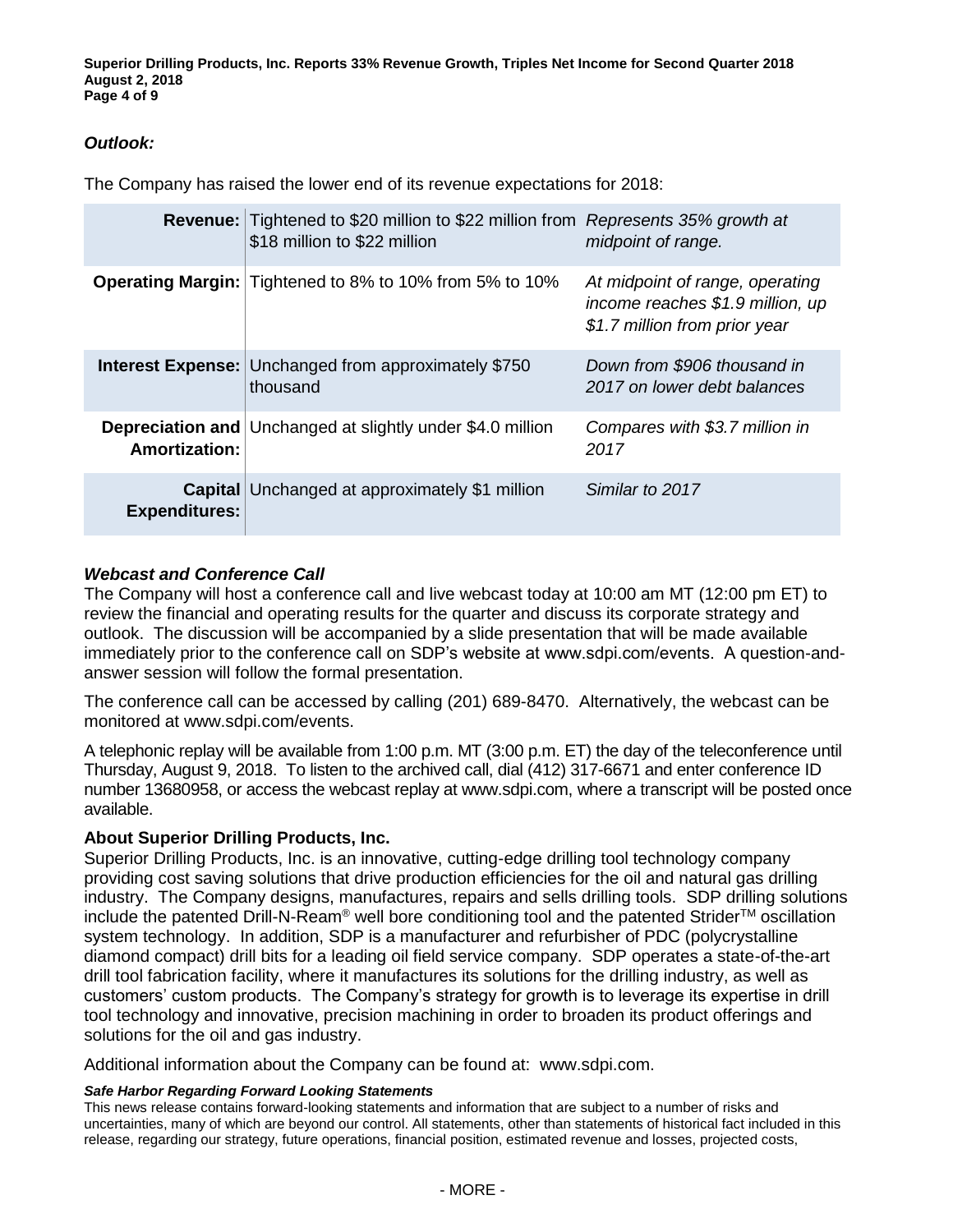### *Outlook:*

The Company has raised the lower end of its revenue expectations for 2018:

| | | |
|---|---|---|
| **Revenue:** | Tightened to \$20 million to \$22 million from \$18 million to \$22 million | *Represents 35% growth at midpoint of range.* |
| **Operating Margin:** | Tightened to 8% to 10% from 5% to 10% | *At midpoint of range, operating income reaches \$1.9 million, up \$1.7 million from prior year* |
| **Interest Expense:** | Unchanged from approximately \$750 thousand | *Down from \$906 thousand in 2017 on lower debt balances* |
| **Depreciation and Amortization:** | Unchanged at slightly under \$4.0 million | *Compares with \$3.7 million in 2017* |
| **Capital Expenditures:** | Unchanged at approximately \$1 million | *Similar to 2017* |

### *Webcast and Conference Call*

The Company will host a conference call and live webcast today at 10:00 am MT (12:00 pm ET) to review the financial and operating results for the quarter and discuss its corporate strategy and outlook. The discussion will be accompanied by a slide presentation that will be made available immediately prior to the conference call on SDP's website at www.sdpi.com/events. A question-and-answer session will follow the formal presentation.

The conference call can be accessed by calling (201) 689-8470. Alternatively, the webcast can be monitored at www.sdpi.com/events.

A telephonic replay will be available from 1:00 p.m. MT (3:00 p.m. ET) the day of the teleconference until Thursday, August 9, 2018. To listen to the archived call, dial (412) 317-6671 and enter conference ID number 13680958, or access the webcast replay at www.sdpi.com, where a transcript will be posted once available.

### About Superior Drilling Products, Inc.

Superior Drilling Products, Inc. is an innovative, cutting-edge drilling tool technology company providing cost saving solutions that drive production efficiencies for the oil and natural gas drilling industry. The Company designs, manufactures, repairs and sells drilling tools. SDP drilling solutions include the patented Drill-N-Ream® well bore conditioning tool and the patented Strider™ oscillation system technology. In addition, SDP is a manufacturer and refurbisher of PDC (polycrystalline diamond compact) drill bits for a leading oil field service company. SDP operates a state-of-the-art drill tool fabrication facility, where it manufactures its solutions for the drilling industry, as well as customers' custom products. The Company's strategy for growth is to leverage its expertise in drill tool technology and innovative, precision machining in order to broaden its product offerings and solutions for the oil and gas industry.

Additional information about the Company can be found at: www.sdpi.com.

***Safe Harbor Regarding Forward Looking Statements***

This news release contains forward-looking statements and information that are subject to a number of risks and uncertainties, many of which are beyond our control. All statements, other than statements of historical fact included in this release, regarding our strategy, future operations, financial position, estimated revenue and losses, projected costs,

- MORE -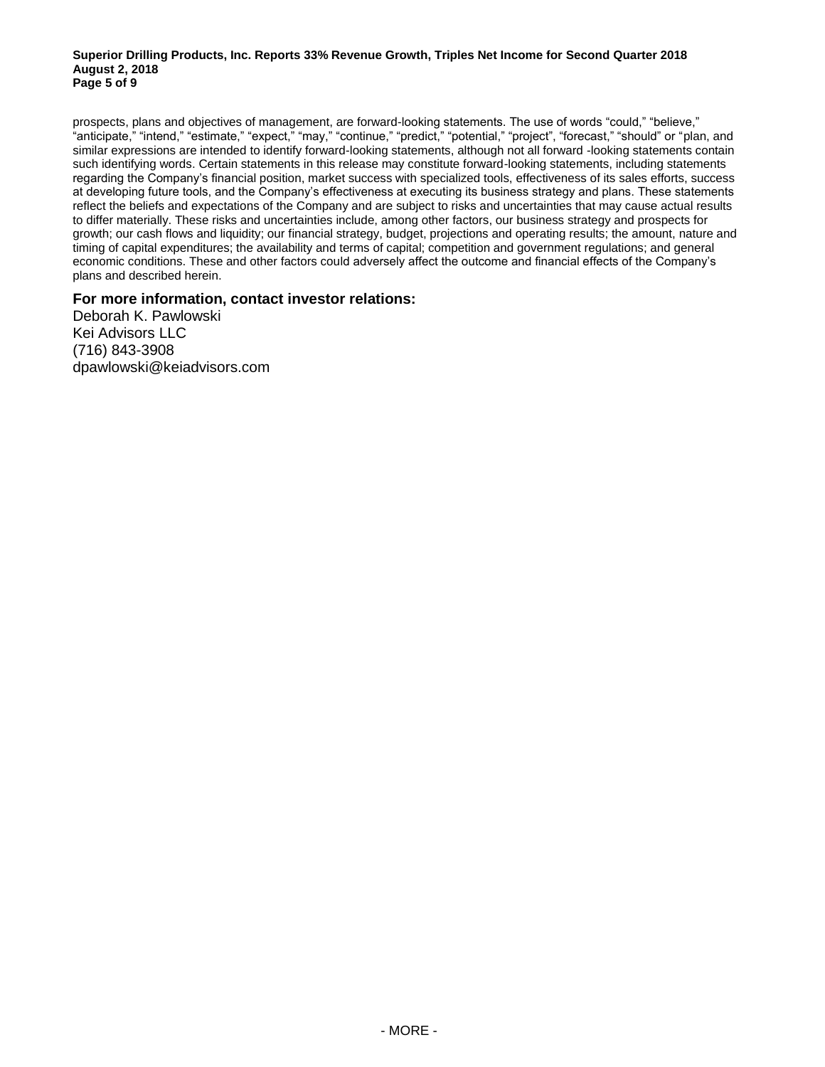prospects, plans and objectives of management, are forward-looking statements. The use of words "could," "believe," "anticipate," "intend," "estimate," "expect," "may," "continue," "predict," "potential," "project", "forecast," "should" or "plan, and similar expressions are intended to identify forward-looking statements, although not all forward -looking statements contain such identifying words. Certain statements in this release may constitute forward-looking statements, including statements regarding the Company's financial position, market success with specialized tools, effectiveness of its sales efforts, success at developing future tools, and the Company's effectiveness at executing its business strategy and plans. These statements reflect the beliefs and expectations of the Company and are subject to risks and uncertainties that may cause actual results to differ materially. These risks and uncertainties include, among other factors, our business strategy and prospects for growth; our cash flows and liquidity; our financial strategy, budget, projections and operating results; the amount, nature and timing of capital expenditures; the availability and terms of capital; competition and government regulations; and general economic conditions. These and other factors could adversely affect the outcome and financial effects of the Company's plans and described herein.

**For more information, contact investor relations:**

Deborah K. Pawlowski
Kei Advisors LLC
(716) 843-3908
dpawlowski@keiadvisors.com

- MORE -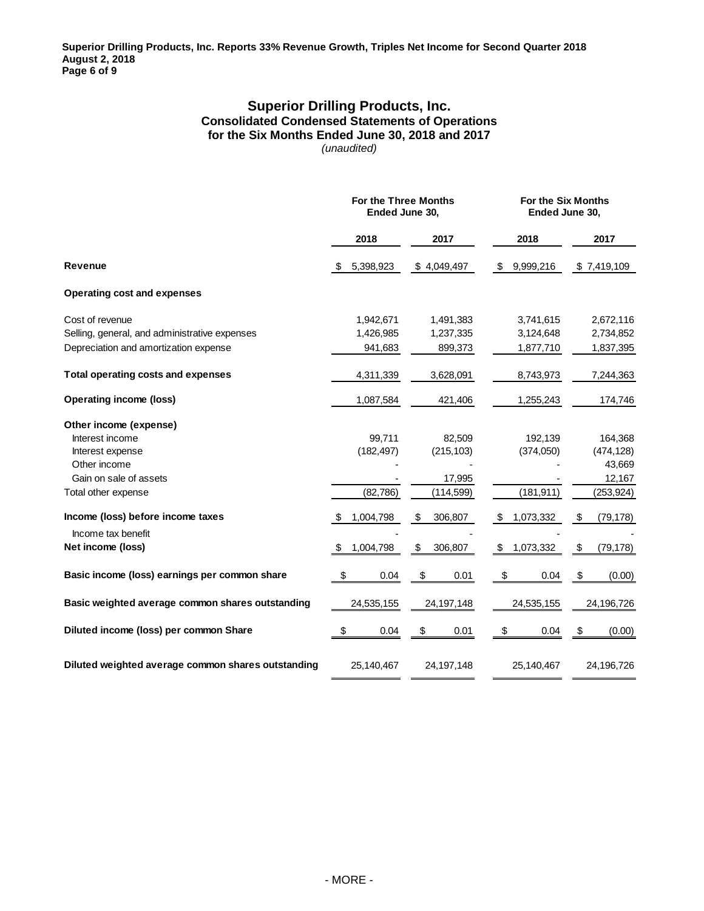# Superior Drilling Products, Inc.
## Consolidated Condensed Statements of Operations
## for the Six Months Ended June 30, 2018 and 2017
*(unaudited)*

| | For the Three Months Ended June 30, | | For the Six Months Ended June 30, | |
|---|---|---|---|---|
| | 2018 | 2017 | 2018 | 2017 |
| **Revenue** | $ 5,398,923 | $ 4,049,497 | $ 9,999,216 | $ 7,419,109 |
| **Operating cost and expenses** | | | | |
| Cost of revenue | 1,942,671 | 1,491,383 | 3,741,615 | 2,672,116 |
| Selling, general, and administrative expenses | 1,426,985 | 1,237,335 | 3,124,648 | 2,734,852 |
| Depreciation and amortization expense | 941,683 | 899,373 | 1,877,710 | 1,837,395 |
| **Total operating costs and expenses** | 4,311,339 | 3,628,091 | 8,743,973 | 7,244,363 |
| **Operating income (loss)** | 1,087,584 | 421,406 | 1,255,243 | 174,746 |
| **Other income (expense)** | | | | |
| Interest income | 99,711 | 82,509 | 192,139 | 164,368 |
| Interest expense | (182,497) | (215,103) | (374,050) | (474,128) |
| Other income | - | - | - | 43,669 |
| Gain on sale of assets | - | 17,995 | - | 12,167 |
| Total other expense | (82,786) | (114,599) | (181,911) | (253,924) |
| **Income (loss) before income taxes** | $ 1,004,798 | $ 306,807 | $ 1,073,332 | $ (79,178) |
| Income tax benefit | - | - | - | - |
| **Net income (loss)** | $ 1,004,798 | $ 306,807 | $ 1,073,332 | $ (79,178) |
| **Basic income (loss) earnings per common share** | $ 0.04 | $ 0.01 | $ 0.04 | $ (0.00) |
| **Basic weighted average common shares outstanding** | 24,535,155 | 24,197,148 | 24,535,155 | 24,196,726 |
| **Diluted income (loss) per common Share** | $ 0.04 | $ 0.01 | $ 0.04 | $ (0.00) |
| **Diluted weighted average common shares outstanding** | 25,140,467 | 24,197,148 | 25,140,467 | 24,196,726 |

- MORE -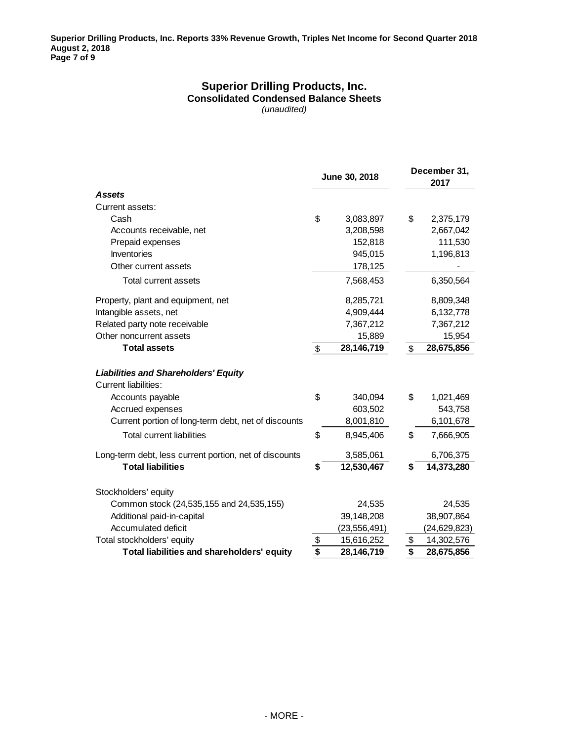# Superior Drilling Products, Inc.

## Consolidated Condensed Balance Sheets

*(unaudited)*

| | June 30, 2018 | December 31, 2017 |
|---|---|---|
| ***Assets*** | | |
| Current assets: | | |
| Cash | $ 3,083,897 | $ 2,375,179 |
| Accounts receivable, net | 3,208,598 | 2,667,042 |
| Prepaid expenses | 152,818 | 111,530 |
| Inventories | 945,015 | 1,196,813 |
| Other current assets | 178,125 | - |
| Total current assets | 7,568,453 | 6,350,564 |
| Property, plant and equipment, net | 8,285,721 | 8,809,348 |
| Intangible assets, net | 4,909,444 | 6,132,778 |
| Related party note receivable | 7,367,212 | 7,367,212 |
| Other noncurrent assets | 15,889 | 15,954 |
| **Total assets** | **$ 28,146,719** | **$ 28,675,856** |
| ***Liabilities and Shareholders' Equity*** | | |
| Current liabilities: | | |
| Accounts payable | $ 340,094 | $ 1,021,469 |
| Accrued expenses | 603,502 | 543,758 |
| Current portion of long-term debt, net of discounts | 8,001,810 | 6,101,678 |
| Total current liabilities | $ 8,945,406 | $ 7,666,905 |
| Long-term debt, less current portion, net of discounts | 3,585,061 | 6,706,375 |
| **Total liabilities** | **$ 12,530,467** | **$ 14,373,280** |
| Stockholders' equity | | |
| Common stock (24,535,155 and 24,535,155) | 24,535 | 24,535 |
| Additional paid-in-capital | 39,148,208 | 38,907,864 |
| Accumulated deficit | (23,556,491) | (24,629,823) |
| Total stockholders' equity | $ 15,616,252 | $ 14,302,576 |
| **Total liabilities and shareholders' equity** | **$ 28,146,719** | **$ 28,675,856** |

\- MORE -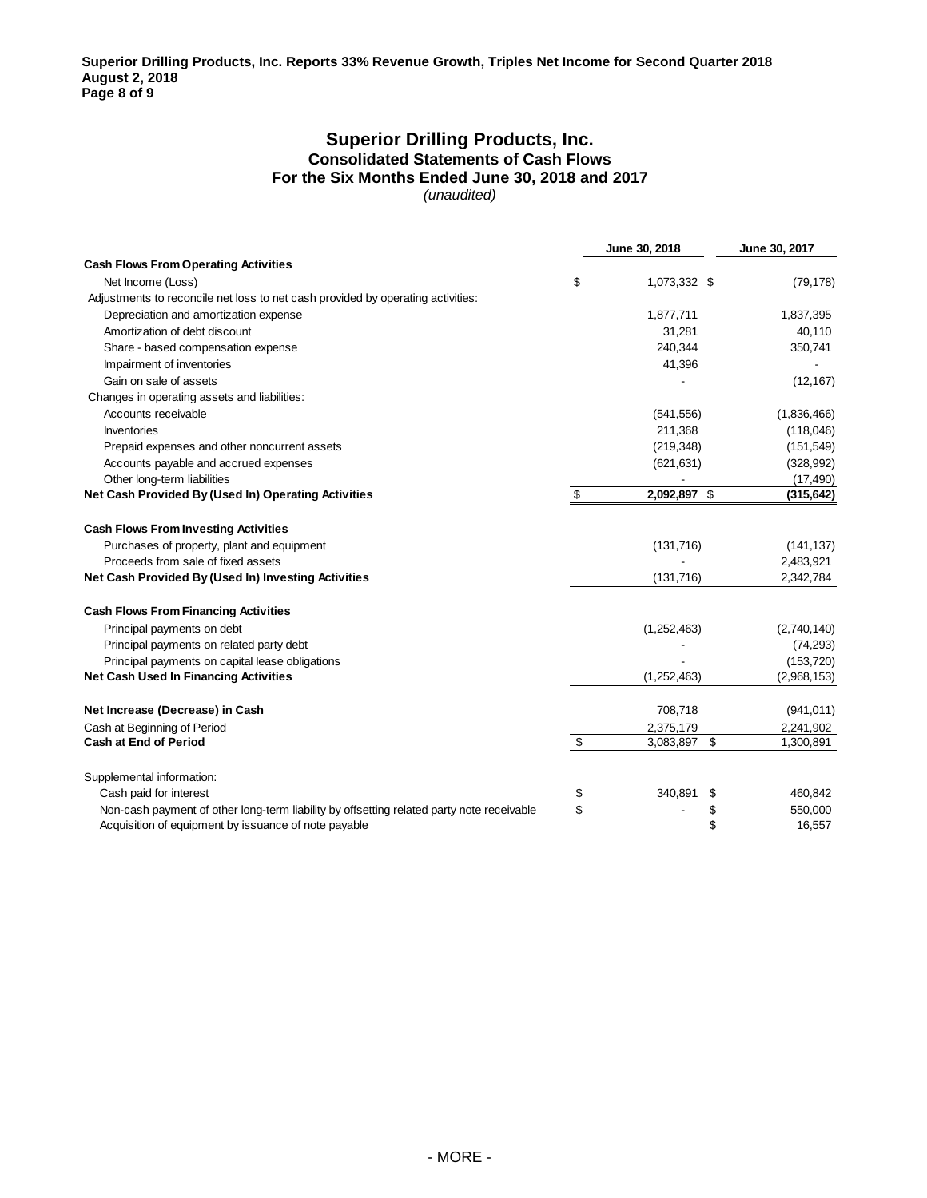# Superior Drilling Products, Inc.
## Consolidated Statements of Cash Flows
## For the Six Months Ended June 30, 2018 and 2017
*(unaudited)*

| | June 30, 2018 | June 30, 2017 |
|---|---|---|
| **Cash Flows From Operating Activities** | | |
| Net Income (Loss) | $ 1,073,332 | $ (79,178) |
| Adjustments to reconcile net loss to net cash provided by operating activities: | | |
| Depreciation and amortization expense | 1,877,711 | 1,837,395 |
| Amortization of debt discount | 31,281 | 40,110 |
| Share - based compensation expense | 240,344 | 350,741 |
| Impairment of inventories | 41,396 | - |
| Gain on sale of assets | - | (12,167) |
| Changes in operating assets and liabilities: | | |
| Accounts receivable | (541,556) | (1,836,466) |
| Inventories | 211,368 | (118,046) |
| Prepaid expenses and other noncurrent assets | (219,348) | (151,549) |
| Accounts payable and accrued expenses | (621,631) | (328,992) |
| Other long-term liabilities | - | (17,490) |
| **Net Cash Provided By (Used In) Operating Activities** | **$ 2,092,897** | **$ (315,642)** |
| **Cash Flows From Investing Activities** | | |
| Purchases of property, plant and equipment | (131,716) | (141,137) |
| Proceeds from sale of fixed assets | - | 2,483,921 |
| **Net Cash Provided By (Used In) Investing Activities** | (131,716) | 2,342,784 |
| **Cash Flows From Financing Activities** | | |
| Principal payments on debt | (1,252,463) | (2,740,140) |
| Principal payments on related party debt | - | (74,293) |
| Principal payments on capital lease obligations | - | (153,720) |
| **Net Cash Used In Financing Activities** | (1,252,463) | (2,968,153) |
| **Net Increase (Decrease) in Cash** | 708,718 | (941,011) |
| Cash at Beginning of Period | 2,375,179 | 2,241,902 |
| **Cash at End of Period** | $ 3,083,897 | $ 1,300,891 |
| Supplemental information: | | |
| Cash paid for interest | $ 340,891 | $ 460,842 |
| Non-cash payment of other long-term liability by offsetting related party note receivable | $ - | $ 550,000 |
| Acquisition of equipment by issuance of note payable | | $ 16,557 |

- MORE -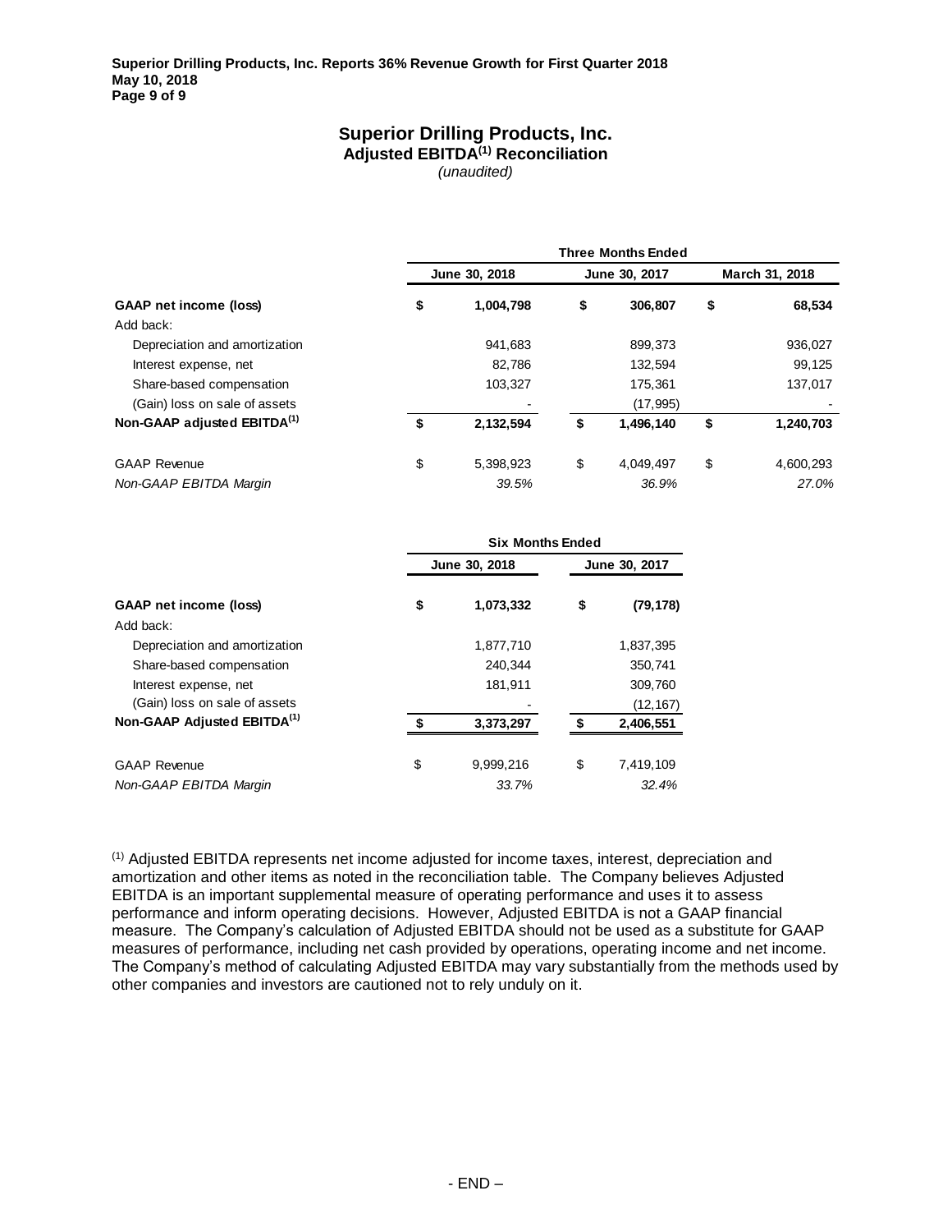# Superior Drilling Products, Inc.

## Adjusted EBITDA[1] Reconciliation

*(unaudited)*

| | Three Months Ended | | |
|---|---|---|---|
| | June 30, 2018 | June 30, 2017 | March 31, 2018 |
| **GAAP net income (loss)** | **$ 1,004,798** | **$ 306,807** | **$ 68,534** |
| Add back: | | | |
| Depreciation and amortization | 941,683 | 899,373 | 936,027 |
| Interest expense, net | 82,786 | 132,594 | 99,125 |
| Share-based compensation | 103,327 | 175,361 | 137,017 |
| (Gain) loss on sale of assets | - | (17,995) | - |
| **Non-GAAP adjusted EBITDA[1]** | **$ 2,132,594** | **$ 1,496,140** | **$ 1,240,703** |
| GAAP Revenue | $ 5,398,923 | $ 4,049,497 | $ 4,600,293 |
| *Non-GAAP EBITDA Margin* | *39.5%* | *36.9%* | *27.0%* |

| | Six Months Ended | |
|---|---|---|
| | June 30, 2018 | June 30, 2017 |
| **GAAP net income (loss)** | **$ 1,073,332** | **$ (79,178)** |
| Add back: | | |
| Depreciation and amortization | 1,877,710 | 1,837,395 |
| Share-based compensation | 240,344 | 350,741 |
| Interest expense, net | 181,911 | 309,760 |
| (Gain) loss on sale of assets | - | (12,167) |
| **Non-GAAP Adjusted EBITDA[1]** | **$ 3,373,297** | **$ 2,406,551** |
| GAAP Revenue | $ 9,999,216 | $ 7,419,109 |
| *Non-GAAP EBITDA Margin* | *33.7%* | *32.4%* |

[1] Adjusted EBITDA represents net income adjusted for income taxes, interest, depreciation and amortization and other items as noted in the reconciliation table. The Company believes Adjusted EBITDA is an important supplemental measure of operating performance and uses it to assess performance and inform operating decisions. However, Adjusted EBITDA is not a GAAP financial measure. The Company's calculation of Adjusted EBITDA should not be used as a substitute for GAAP measures of performance, including net cash provided by operations, operating income and net income. The Company's method of calculating Adjusted EBITDA may vary substantially from the methods used by other companies and investors are cautioned not to rely unduly on it.

- END –